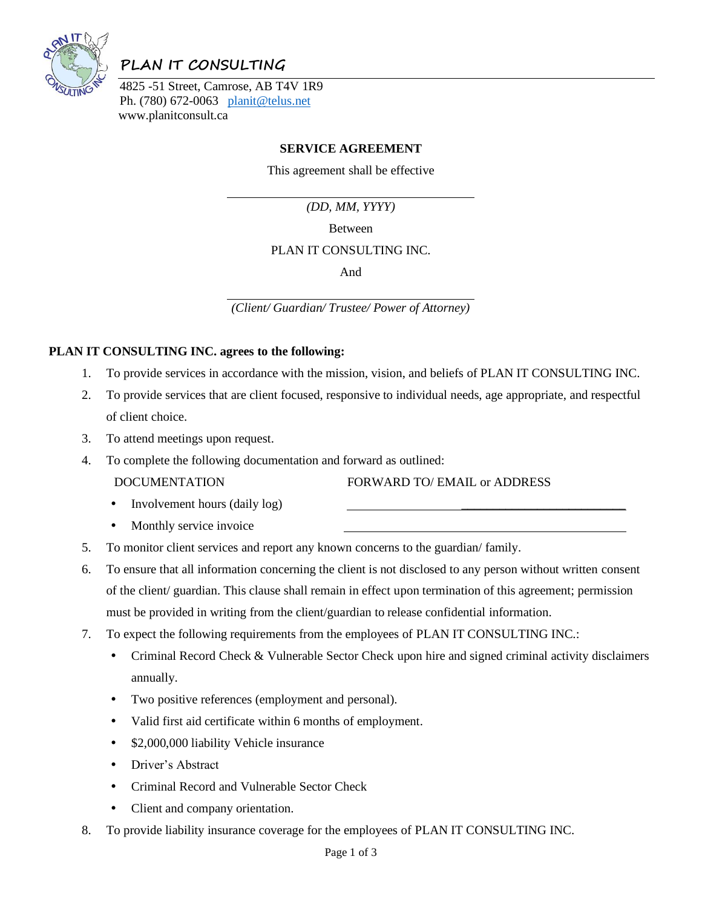# PLAN IT CONSULTING

4825 -51 Street, Camrose, AB T4V 1R9
Ph. (780) 672-0063 planit@telus.net
www.planitconsult.ca

## SERVICE AGREEMENT

This agreement shall be effective

\_\_\_\_\_\_\_\_\_\_\_\_\_\_\_\_\_\_\_\_\_\_\_\_\_\_\_\_\_\_\_\_\_\_\_\_\_\_

*(DD, MM, YYYY)*

Between

PLAN IT CONSULTING INC.

And

\_\_\_\_\_\_\_\_\_\_\_\_\_\_\_\_\_\_\_\_\_\_\_\_\_\_\_\_\_\_\_\_\_\_\_\_\_\_

*(Client/ Guardian/ Trustee/ Power of Attorney)*

**PLAN IT CONSULTING INC. agrees to the following:**

1. To provide services in accordance with the mission, vision, and beliefs of PLAN IT CONSULTING INC.
2. To provide services that are client focused, responsive to individual needs, age appropriate, and respectful of client choice.
3. To attend meetings upon request.
4. To complete the following documentation and forward as outlined:

   | DOCUMENTATION | FORWARD TO/ EMAIL or ADDRESS |
   |---|---|
   | • Involvement hours (daily log) | \_\_\_\_\_\_\_\_\_\_\_\_\_\_\_\_\_\_\_\_\_\_\_\_\_\_\_\_\_\_ |
   | • Monthly service invoice | \_\_\_\_\_\_\_\_\_\_\_\_\_\_\_\_\_\_\_\_\_\_\_\_\_\_\_\_\_\_ |

5. To monitor client services and report any known concerns to the guardian/ family.
6. To ensure that all information concerning the client is not disclosed to any person without written consent of the client/ guardian. This clause shall remain in effect upon termination of this agreement; permission must be provided in writing from the client/guardian to release confidential information.
7. To expect the following requirements from the employees of PLAN IT CONSULTING INC.:
   - Criminal Record Check & Vulnerable Sector Check upon hire and signed criminal activity disclaimers annually.
   - Two positive references (employment and personal).
   - Valid first aid certificate within 6 months of employment.
   - $2,000,000 liability Vehicle insurance
   - Driver's Abstract
   - Criminal Record and Vulnerable Sector Check
   - Client and company orientation.
8. To provide liability insurance coverage for the employees of PLAN IT CONSULTING INC.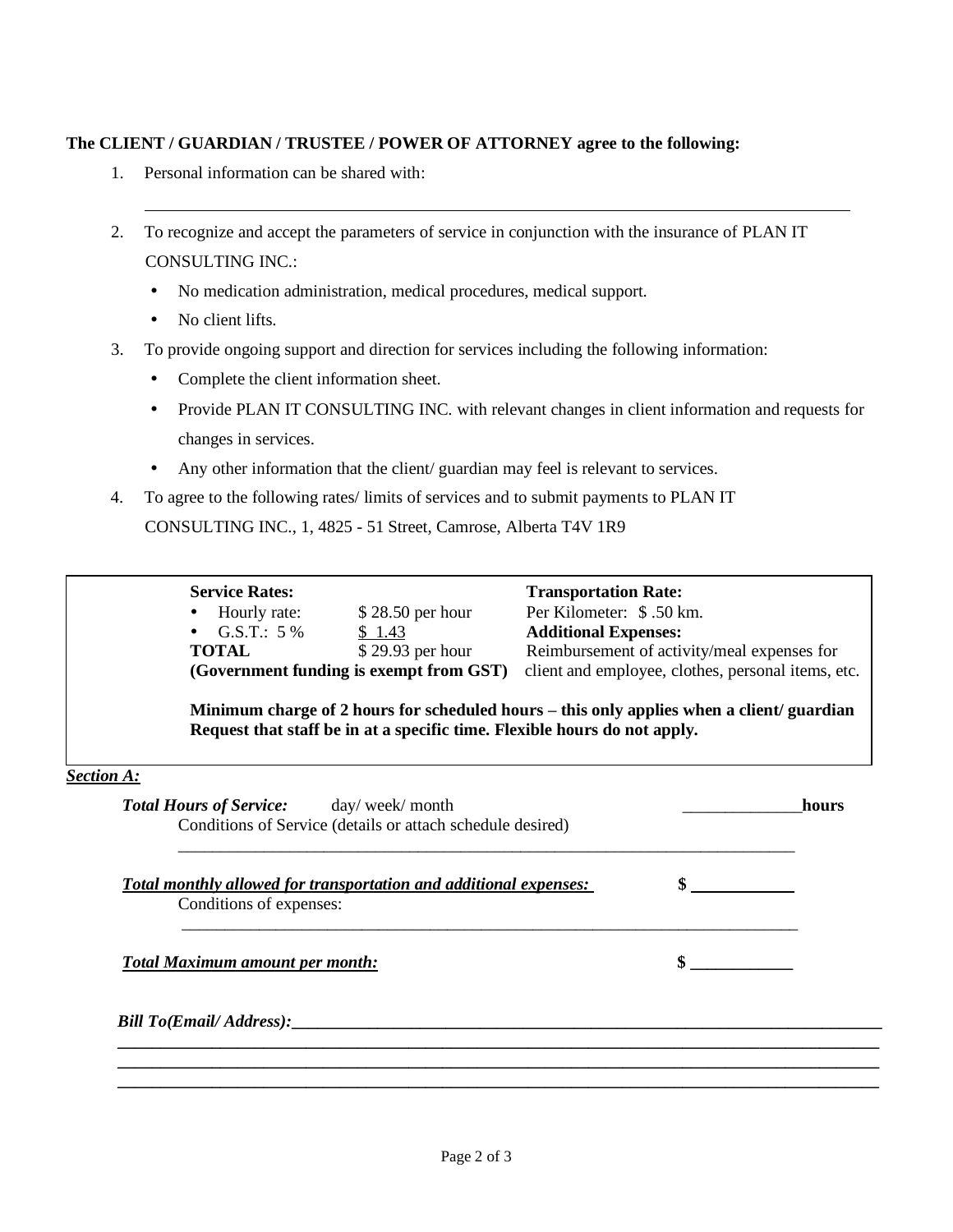**The CLIENT / GUARDIAN / TRUSTEE / POWER OF ATTORNEY agree to the following:**

1. Personal information can be shared with:

   ______________________________________________________________________________

2. To recognize and accept the parameters of service in conjunction with the insurance of PLAN IT CONSULTING INC.:
   - No medication administration, medical procedures, medical support.
   - No client lifts.
3. To provide ongoing support and direction for services including the following information:
   - Complete the client information sheet.
   - Provide PLAN IT CONSULTING INC. with relevant changes in client information and requests for changes in services.
   - Any other information that the client/ guardian may feel is relevant to services.
4. To agree to the following rates/ limits of services and to submit payments to PLAN IT CONSULTING INC., 1, 4825 - 51 Street, Camrose, Alberta T4V 1R9

| **Service Rates:** | | **Transportation Rate:** |
|---|---|---|
| • Hourly rate: | $ 28.50 per hour | Per Kilometer: $ .50 km. |
| • G.S.T.: 5 % | $ 1.43 | **Additional Expenses:** |
| **TOTAL** | $ 29.93 per hour | Reimbursement of activity/meal expenses for |
| **(Government funding is exempt from GST)** | | client and employee, clothes, personal items, etc. |

**Minimum charge of 2 hours for scheduled hours – this only applies when a client/ guardian Request that staff be in at a specific time. Flexible hours do not apply.**

***Section A:***

***Total Hours of Service:*** day/ week/ month ______________**hours**

Conditions of Service (details or attach schedule desired)

______________________________________________________________________________

***Total monthly allowed for transportation and additional expenses:*** $ ____________

Conditions of expenses:

______________________________________________________________________________

***Total Maximum amount per month:*** $ ____________

***Bill To(Email/ Address):***______________________________________________________________________

______________________________________________________________________________

______________________________________________________________________________

______________________________________________________________________________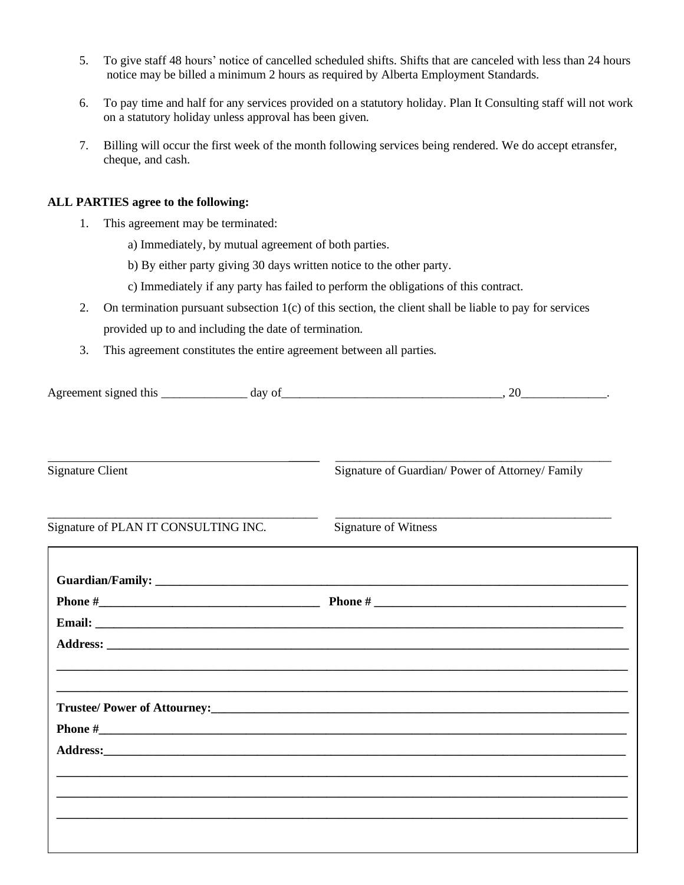5. To give staff 48 hours' notice of cancelled scheduled shifts. Shifts that are canceled with less than 24 hours notice may be billed a minimum 2 hours as required by Alberta Employment Standards.

6. To pay time and half for any services provided on a statutory holiday. Plan It Consulting staff will not work on a statutory holiday unless approval has been given.

7. Billing will occur the first week of the month following services being rendered. We do accept etransfer, cheque, and cash.

**ALL PARTIES agree to the following:**

1. This agreement may be terminated:

   a) Immediately, by mutual agreement of both parties.

   b) By either party giving 30 days written notice to the other party.

   c) Immediately if any party has failed to perform the obligations of this contract.

2. On termination pursuant subsection 1(c) of this section, the client shall be liable to pay for services provided up to and including the date of termination.

3. This agreement constitutes the entire agreement between all parties.

Agreement signed this ______________ day of____________________________________, 20______________.

_____________________________________________ Signature Client

_____________________________________________ Signature of Guardian/ Power of Attorney/ Family

_____________________________________________ Signature of PLAN IT CONSULTING INC.

_____________________________________________ Signature of Witness

**Guardian/Family:** _______________________________________________________________________________

**Phone #**_____________________________________ **Phone #** __________________________________________

**Email:** _______________________________________________________________________________________

**Address:** _____________________________________________________________________________________

_______________________________________________________________________________________________

_______________________________________________________________________________________________

**Trustee/ Power of Attourney:**___________________________________________________________________

**Phone #**______________________________________________________________________________________

**Address:**______________________________________________________________________________________

_______________________________________________________________________________________________

_______________________________________________________________________________________________

_______________________________________________________________________________________________